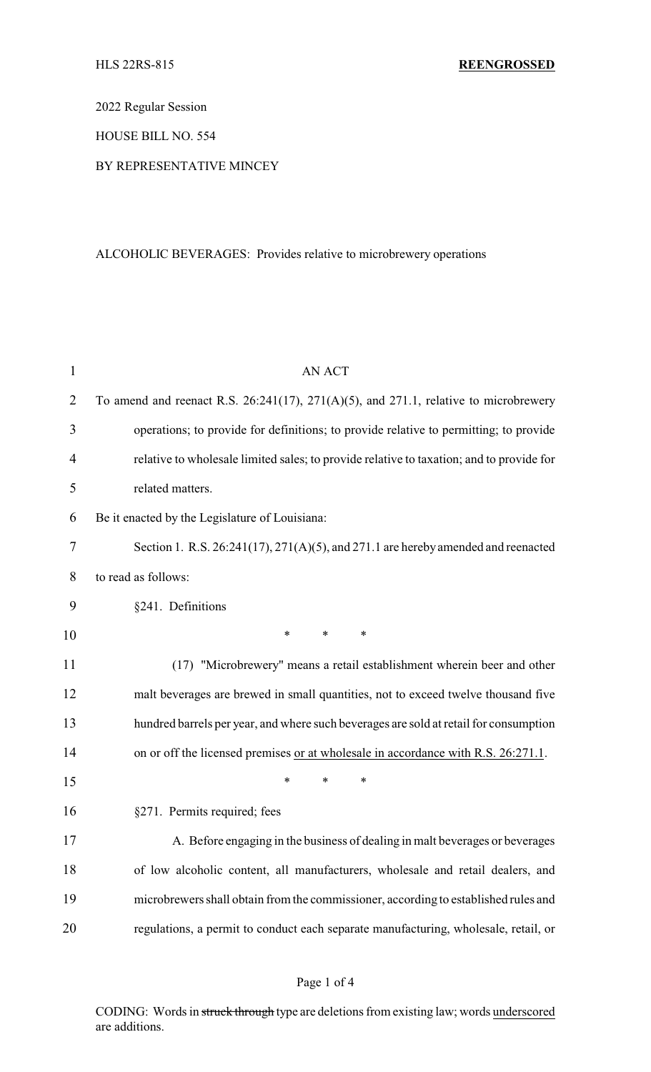HLS 22RS-815 **REENGROSSED**

2022 Regular Session

HOUSE BILL NO. 554

BY REPRESENTATIVE MINCEY

ALCOHOLIC BEVERAGES: Provides relative to microbrewery operations

AN ACT

To amend and reenact R.S. 26:241(17), 271(A)(5), and 271.1, relative to microbrewery operations; to provide for definitions; to provide relative to permitting; to provide relative to wholesale limited sales; to provide relative to taxation; and to provide for related matters.

Be it enacted by the Legislature of Louisiana:

Section 1. R.S. 26:241(17), 271(A)(5), and 271.1 are hereby amended and reenacted to read as follows:

§241. Definitions

\* \* \*

(17) "Microbrewery" means a retail establishment wherein beer and other malt beverages are brewed in small quantities, not to exceed twelve thousand five hundred barrels per year, and where such beverages are sold at retail for consumption on or off the licensed premises <u>or at wholesale in accordance with R.S. 26:271.1</u>.

\* \* \*

§271. Permits required; fees

A. Before engaging in the business of dealing in malt beverages or beverages of low alcoholic content, all manufacturers, wholesale and retail dealers, and microbrewers shall obtain from the commissioner, according to established rules and regulations, a permit to conduct each separate manufacturing, wholesale, retail, or

CODING: Words in ~~struck through~~ type are deletions from existing law; words <u>underscored</u> are additions.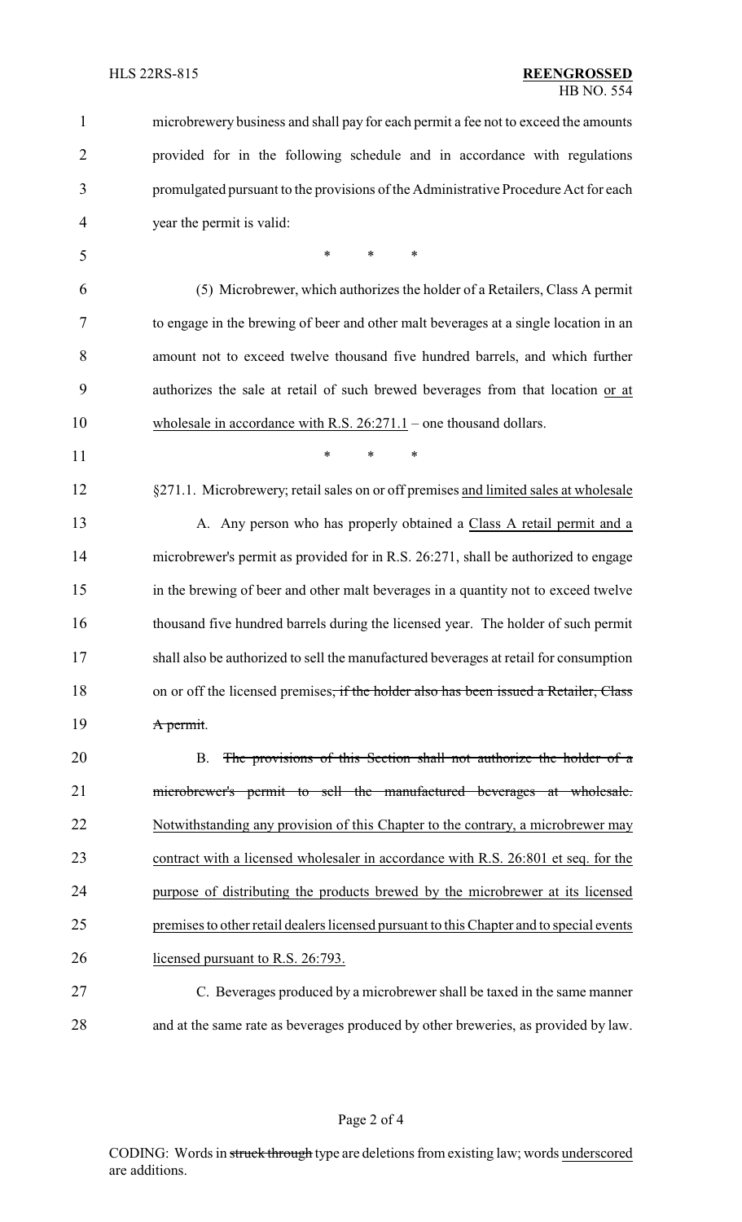microbrewery business and shall pay for each permit a fee not to exceed the amounts provided for in the following schedule and in accordance with regulations promulgated pursuant to the provisions of the Administrative Procedure Act for each year the permit is valid:

\* \* \*

(5) Microbrewer, which authorizes the holder of a Retailers, Class A permit to engage in the brewing of beer and other malt beverages at a single location in an amount not to exceed twelve thousand five hundred barrels, and which further authorizes the sale at retail of such brewed beverages from that location <u>or at wholesale in accordance with R.S. 26:271.1</u> – one thousand dollars.

\* \* \*

§271.1. Microbrewery; retail sales on or off premises <u>and limited sales at wholesale</u>

A. Any person who has properly obtained a <u>Class A retail permit and a</u> microbrewer's permit as provided for in R.S. 26:271, shall be authorized to engage in the brewing of beer and other malt beverages in a quantity not to exceed twelve thousand five hundred barrels during the licensed year. The holder of such permit shall also be authorized to sell the manufactured beverages at retail for consumption on or off the licensed premises~~, if the holder also has been issued a Retailer, Class A permit~~.

B. ~~The provisions of this Section shall not authorize the holder of a microbrewer's permit to sell the manufactured beverages at wholesale.~~ <u>Notwithstanding any provision of this Chapter to the contrary, a microbrewer may contract with a licensed wholesaler in accordance with R.S. 26:801 et seq. for the purpose of distributing the products brewed by the microbrewer at its licensed premises to other retail dealers licensed pursuant to this Chapter and to special events licensed pursuant to R.S. 26:793.</u>

C. Beverages produced by a microbrewer shall be taxed in the same manner and at the same rate as beverages produced by other breweries, as provided by law.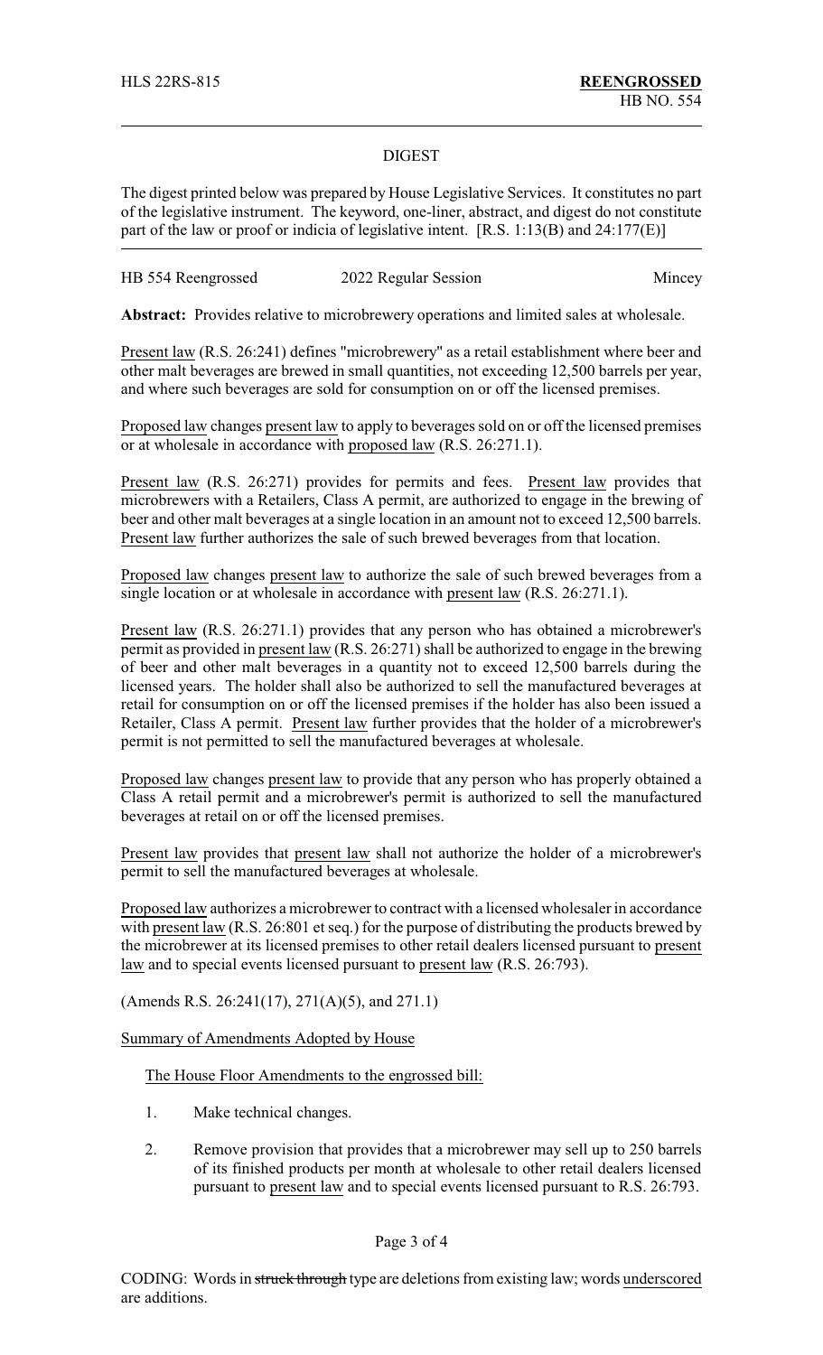## DIGEST

The digest printed below was prepared by House Legislative Services. It constitutes no part of the legislative instrument. The keyword, one-liner, abstract, and digest do not constitute part of the law or proof or indicia of legislative intent. [R.S. 1:13(B) and 24:177(E)]

HB 554 Reengrossed    2022 Regular Session    Mincey

**Abstract:** Provides relative to microbrewery operations and limited sales at wholesale.

Present law (R.S. 26:241) defines "microbrewery" as a retail establishment where beer and other malt beverages are brewed in small quantities, not exceeding 12,500 barrels per year, and where such beverages are sold for consumption on or off the licensed premises.

Proposed law changes present law to apply to beverages sold on or off the licensed premises or at wholesale in accordance with proposed law (R.S. 26:271.1).

Present law (R.S. 26:271) provides for permits and fees. Present law provides that microbrewers with a Retailers, Class A permit, are authorized to engage in the brewing of beer and other malt beverages at a single location in an amount not to exceed 12,500 barrels. Present law further authorizes the sale of such brewed beverages from that location.

Proposed law changes present law to authorize the sale of such brewed beverages from a single location or at wholesale in accordance with present law (R.S. 26:271.1).

Present law (R.S. 26:271.1) provides that any person who has obtained a microbrewer's permit as provided in present law (R.S. 26:271) shall be authorized to engage in the brewing of beer and other malt beverages in a quantity not to exceed 12,500 barrels during the licensed years. The holder shall also be authorized to sell the manufactured beverages at retail for consumption on or off the licensed premises if the holder has also been issued a Retailer, Class A permit. Present law further provides that the holder of a microbrewer's permit is not permitted to sell the manufactured beverages at wholesale.

Proposed law changes present law to provide that any person who has properly obtained a Class A retail permit and a microbrewer's permit is authorized to sell the manufactured beverages at retail on or off the licensed premises.

Present law provides that present law shall not authorize the holder of a microbrewer's permit to sell the manufactured beverages at wholesale.

Proposed law authorizes a microbrewer to contract with a licensed wholesaler in accordance with present law (R.S. 26:801 et seq.) for the purpose of distributing the products brewed by the microbrewer at its licensed premises to other retail dealers licensed pursuant to present law and to special events licensed pursuant to present law (R.S. 26:793).

(Amends R.S. 26:241(17), 271(A)(5), and 271.1)

Summary of Amendments Adopted by House

The House Floor Amendments to the engrossed bill:

1. Make technical changes.
2. Remove provision that provides that a microbrewer may sell up to 250 barrels of its finished products per month at wholesale to other retail dealers licensed pursuant to present law and to special events licensed pursuant to R.S. 26:793.

CODING: Words in ~~struck through~~ type are deletions from existing law; words underscored are additions.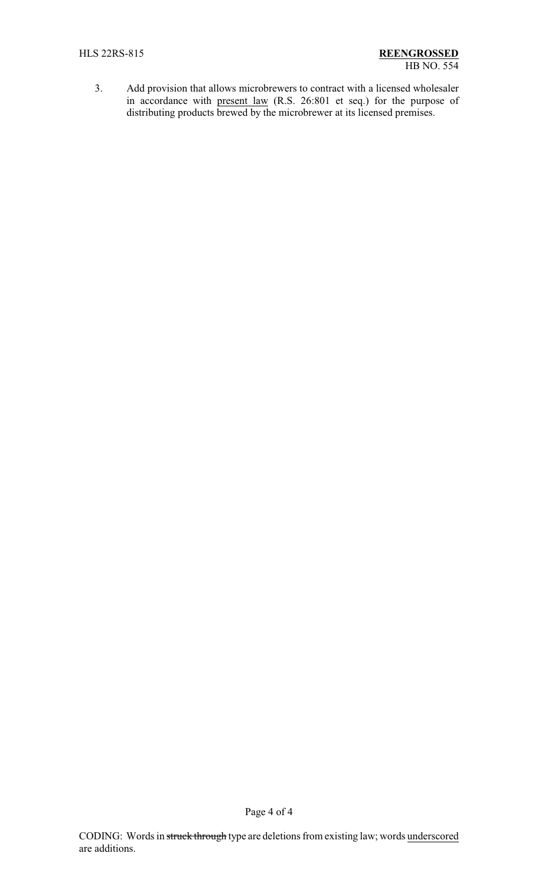3. Add provision that allows microbrewers to contract with a licensed wholesaler in accordance with present law (R.S. 26:801 et seq.) for the purpose of distributing products brewed by the microbrewer at its licensed premises.

CODING: Words in ~~struck through~~ type are deletions from existing law; words underscored are additions.